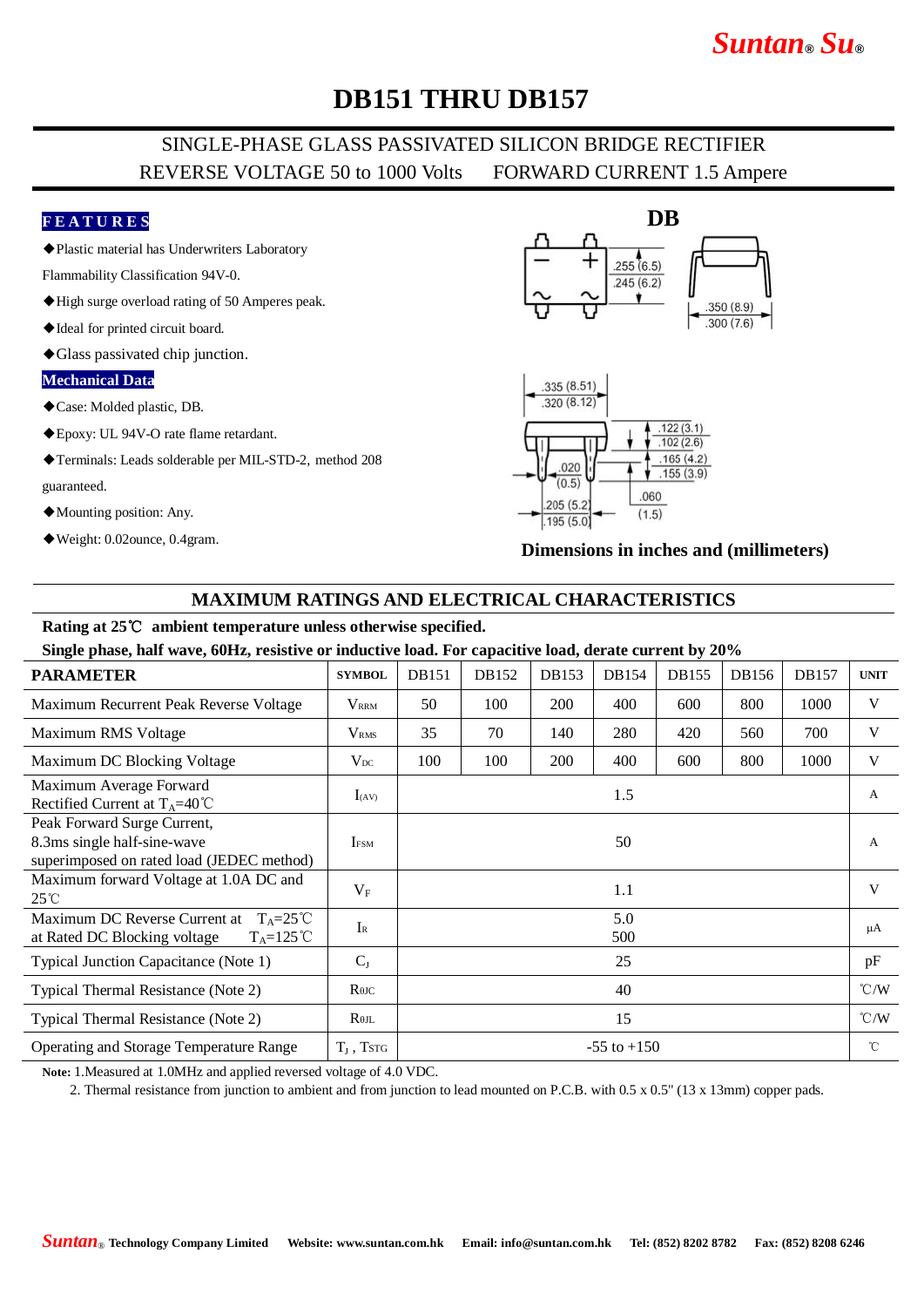# DB151 THRU DB157

## SINGLE-PHASE GLASS PASSIVATED SILICON BRIDGE RECTIFIER

REVERSE VOLTAGE 50 to 1000 Volts    FORWARD CURRENT 1.5 Ampere

### FEATURES

- ◆Plastic material has Underwriters Laboratory Flammability Classification 94V-0.
- ◆High surge overload rating of 50 Amperes peak.
- ◆Ideal for printed circuit board.
- ◆Glass passivated chip junction.

### Mechanical Data

- ◆Case: Molded plastic, DB.
- ◆Epoxy: UL 94V-O rate flame retardant.
- ◆Terminals: Leads solderable per MIL-STD-2, method 208 guaranteed.
- ◆Mounting position: Any.
- ◆Weight: 0.02ounce, 0.4gram.

**DB**

.255 (6.5) / .245 (6.2)
.350 (8.9) / .300 (7.6)
.335 (8.51) / .320 (8.12)
.122 (3.1) / .102 (2.6)
.165 (4.2) / .155 (3.9)
.020 (0.5)
.060 (1.5)
.205 (5.2) / .195 (5.0)

**Dimensions in inches and (millimeters)**

## MAXIMUM RATINGS AND ELECTRICAL CHARACTERISTICS

**Rating at 25℃ ambient temperature unless otherwise specified.**

**Single phase, half wave, 60Hz, resistive or inductive load. For capacitive load, derate current by 20%**

| PARAMETER | SYMBOL | DB151 | DB152 | DB153 | DB154 | DB155 | DB156 | DB157 | UNIT |
|---|---|---|---|---|---|---|---|---|---|
| Maximum Recurrent Peak Reverse Voltage | $V_{RRM}$ | 50 | 100 | 200 | 400 | 600 | 800 | 1000 | V |
| Maximum RMS Voltage | $V_{RMS}$ | 35 | 70 | 140 | 280 | 420 | 560 | 700 | V |
| Maximum DC Blocking Voltage | $V_{DC}$ | 100 | 100 | 200 | 400 | 600 | 800 | 1000 | V |
| Maximum Average Forward Rectified Current at $T_A$=40℃ | $I_{(AV)}$ | 1.5 | | | | | | | A |
| Peak Forward Surge Current, 8.3ms single half-sine-wave superimposed on rated load (JEDEC method) | $I_{FSM}$ | 50 | | | | | | | A |
| Maximum forward Voltage at 1.0A DC and 25℃ | $V_F$ | 1.1 | | | | | | | V |
| Maximum DC Reverse Current at $T_A$=25℃ / at Rated DC Blocking voltage $T_A$=125℃ | $I_R$ | 5.0 / 500 | | | | | | | μA |
| Typical Junction Capacitance (Note 1) | $C_J$ | 25 | | | | | | | pF |
| Typical Thermal Resistance (Note 2) | $R_{θJC}$ | 40 | | | | | | | ℃/W |
| Typical Thermal Resistance (Note 2) | $R_{θJL}$ | 15 | | | | | | | ℃/W |
| Operating and Storage Temperature Range | $T_J$ , $T_{STG}$ | -55 to +150 | | | | | | | ℃ |

**Note:** 1.Measured at 1.0MHz and applied reversed voltage of 4.0 VDC.

2. Thermal resistance from junction to ambient and from junction to lead mounted on P.C.B. with 0.5 x 0.5" (13 x 13mm) copper pads.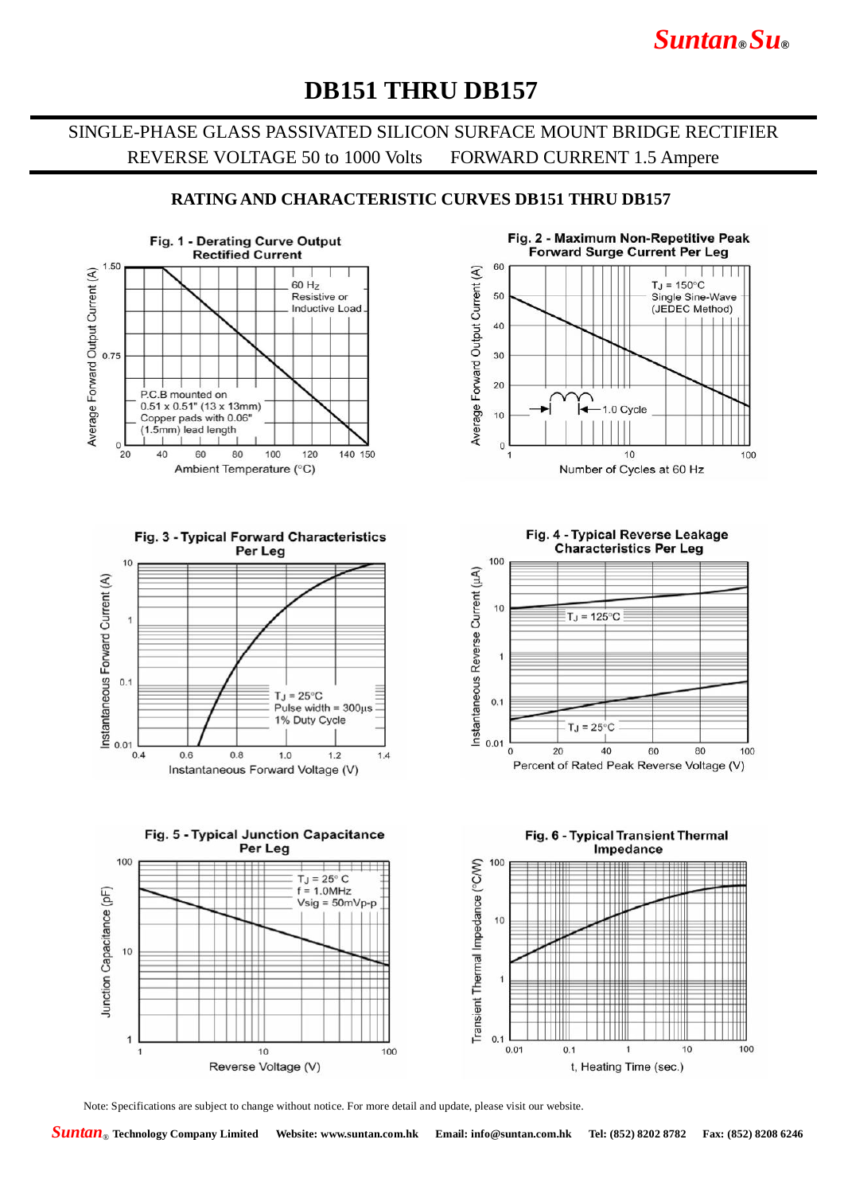# DB151 THRU DB157

SINGLE-PHASE GLASS PASSIVATED SILICON SURFACE MOUNT BRIDGE RECTIFIER

REVERSE VOLTAGE 50 to 1000 Volts     FORWARD CURRENT 1.5 Ampere

## RATING AND CHARACTERISTIC CURVES DB151 THRU DB157

**Fig. 1 - Derating Curve Output Rectified Current**

Average Forward Output Current (A)

1.50
0.75
0

20 40 60 80 100 120 140 150

Ambient Temperature (°C)

60 Hz
Resistive or
Inductive Load

P.C.B mounted on
0.51 x 0.51" (13 x 13mm)
Copper pads with 0.06"
(1.5mm) lead length

**Fig. 2 - Maximum Non-Repetitive Peak Forward Surge Current Per Leg**

Average Forward Output Current (A)

60 50 40 30 20 10 0

1 10 100

Number of Cycles at 60 Hz

$T_J$ = 150°C
Single Sine-Wave
(JEDEC Method)

1.0 Cycle

**Fig. 3 - Typical Forward Characteristics Per Leg**

Instantaneous Forward Current (A)

10 1 0.1 0.01

0.4 0.6 0.8 1.0 1.2 1.4

Instantaneous Forward Voltage (V)

$T_J$ = 25°C
Pulse width = 300μs
1% Duty Cycle

**Fig. 4 - Typical Reverse Leakage Characteristics Per Leg**

Instantaneous Reverse Current (μA)

100 10 1 0.1 0.01

0 20 40 60 80 100

Percent of Rated Peak Reverse Voltage (V)

$T_J$ = 125°C

$T_J$ = 25°C

**Fig. 5 - Typical Junction Capacitance Per Leg**

Junction Capacitance (pF)

100 10 1

1 10 100

Reverse Voltage (V)

$T_J$ = 25° C
f = 1.0MHz
Vsig = 50mVp-p

**Fig. 6 - Typical Transient Thermal Impedance**

Transient Thermal Impedance (°C/W)

100 10 1 0.1

0.01 0.1 1 10 100

t, Heating Time (sec.)

Note: Specifications are subject to change without notice. For more detail and update, please visit our website.

**Suntan® Technology Company Limited**   **Website: www.suntan.com.hk**   **Email: info@suntan.com.hk**   **Tel: (852) 8202 8782**   **Fax: (852) 8208 6246**